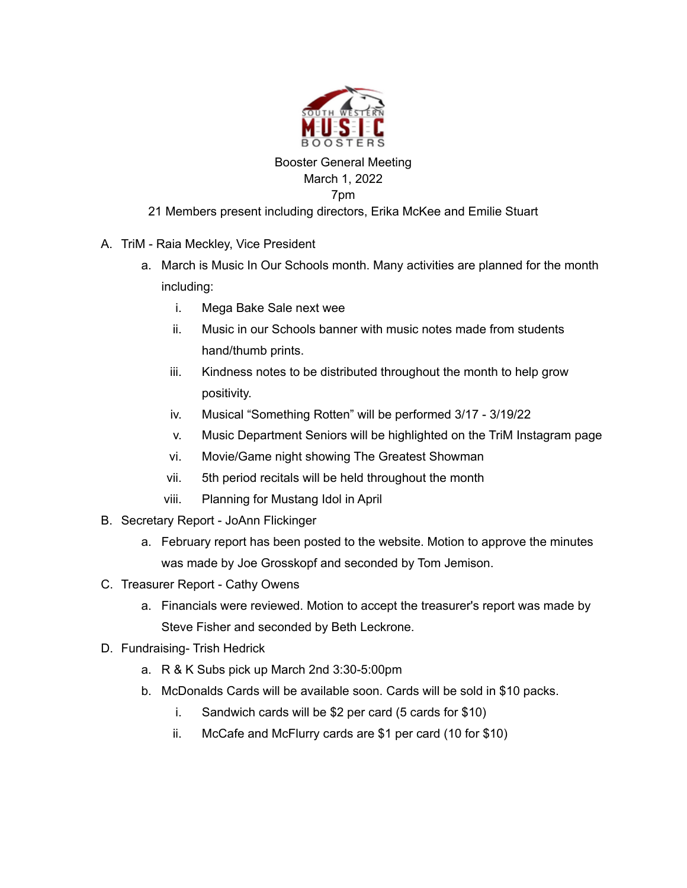SOUTH WESTERN MUSIC BOOSTERS

Booster General Meeting
March 1, 2022
7pm
21 Members present including directors, Erika McKee and Emilie Stuart

A. TriM - Raia Meckley, Vice President
   a. March is Music In Our Schools month. Many activities are planned for the month including:
      i. Mega Bake Sale next wee
      ii. Music in our Schools banner with music notes made from students hand/thumb prints.
      iii. Kindness notes to be distributed throughout the month to help grow positivity.
      iv. Musical "Something Rotten" will be performed 3/17 - 3/19/22
      v. Music Department Seniors will be highlighted on the TriM Instagram page
      vi. Movie/Game night showing The Greatest Showman
      vii. 5th period recitals will be held throughout the month
      viii. Planning for Mustang Idol in April
B. Secretary Report - JoAnn Flickinger
   a. February report has been posted to the website. Motion to approve the minutes was made by Joe Grosskopf and seconded by Tom Jemison.
C. Treasurer Report - Cathy Owens
   a. Financials were reviewed. Motion to accept the treasurer's report was made by Steve Fisher and seconded by Beth Leckrone.
D. Fundraising- Trish Hedrick
   a. R & K Subs pick up March 2nd 3:30-5:00pm
   b. McDonalds Cards will be available soon. Cards will be sold in $10 packs.
      i. Sandwich cards will be $2 per card (5 cards for $10)
      ii. McCafe and McFlurry cards are $1 per card (10 for $10)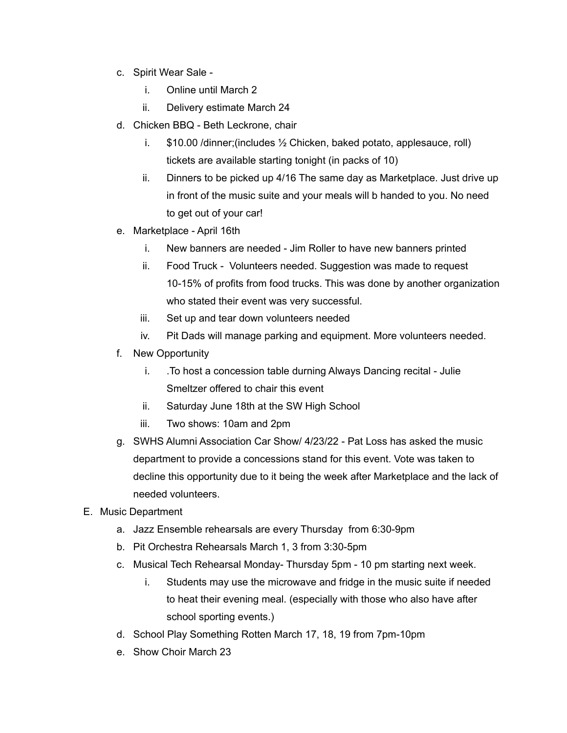c. Spirit Wear Sale -
   i. Online until March 2
   ii. Delivery estimate March 24
d. Chicken BBQ - Beth Leckrone, chair
   i. $10.00 /dinner;(includes ½ Chicken, baked potato, applesauce, roll) tickets are available starting tonight (in packs of 10)
   ii. Dinners to be picked up 4/16 The same day as Marketplace. Just drive up in front of the music suite and your meals will b handed to you. No need to get out of your car!
e. Marketplace - April 16th
   i. New banners are needed - Jim Roller to have new banners printed
   ii. Food Truck - Volunteers needed. Suggestion was made to request 10-15% of profits from food trucks. This was done by another organization who stated their event was very successful.
   iii. Set up and tear down volunteers needed
   iv. Pit Dads will manage parking and equipment. More volunteers needed.
f. New Opportunity
   i. .To host a concession table durning Always Dancing recital - Julie Smeltzer offered to chair this event
   ii. Saturday June 18th at the SW High School
   iii. Two shows: 10am and 2pm
g. SWHS Alumni Association Car Show/ 4/23/22 - Pat Loss has asked the music department to provide a concessions stand for this event. Vote was taken to decline this opportunity due to it being the week after Marketplace and the lack of needed volunteers.

E. Music Department
   a. Jazz Ensemble rehearsals are every Thursday from 6:30-9pm
   b. Pit Orchestra Rehearsals March 1, 3 from 3:30-5pm
   c. Musical Tech Rehearsal Monday- Thursday 5pm - 10 pm starting next week.
      i. Students may use the microwave and fridge in the music suite if needed to heat their evening meal. (especially with those who also have after school sporting events.)
   d. School Play Something Rotten March 17, 18, 19 from 7pm-10pm
   e. Show Choir March 23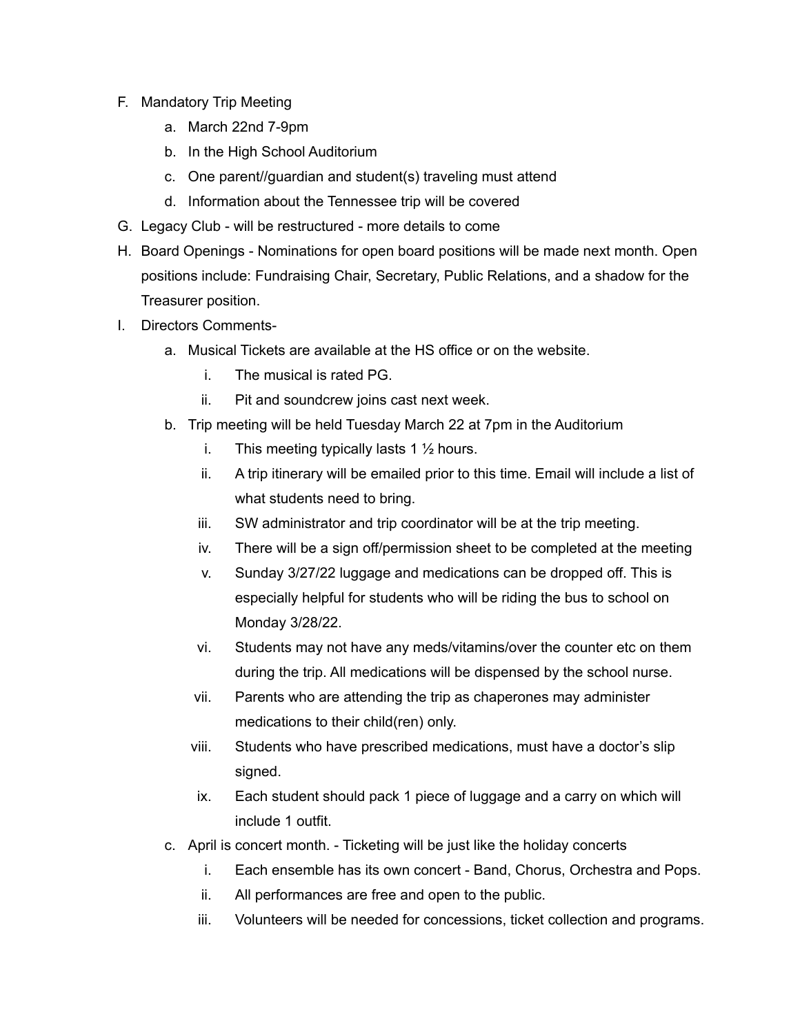F. Mandatory Trip Meeting
    a. March 22nd 7-9pm
    b. In the High School Auditorium
    c. One parent//guardian and student(s) traveling must attend
    d. Information about the Tennessee trip will be covered
G. Legacy Club - will be restructured - more details to come
H. Board Openings - Nominations for open board positions will be made next month. Open positions include: Fundraising Chair, Secretary, Public Relations, and a shadow for the Treasurer position.
I. Directors Comments-
    a. Musical Tickets are available at the HS office or on the website.
        i. The musical is rated PG.
        ii. Pit and soundcrew joins cast next week.
    b. Trip meeting will be held Tuesday March 22 at 7pm in the Auditorium
        i. This meeting typically lasts 1 ½ hours.
        ii. A trip itinerary will be emailed prior to this time. Email will include a list of what students need to bring.
        iii. SW administrator and trip coordinator will be at the trip meeting.
        iv. There will be a sign off/permission sheet to be completed at the meeting
        v. Sunday 3/27/22 luggage and medications can be dropped off. This is especially helpful for students who will be riding the bus to school on Monday 3/28/22.
        vi. Students may not have any meds/vitamins/over the counter etc on them during the trip. All medications will be dispensed by the school nurse.
        vii. Parents who are attending the trip as chaperones may administer medications to their child(ren) only.
        viii. Students who have prescribed medications, must have a doctor's slip signed.
        ix. Each student should pack 1 piece of luggage and a carry on which will include 1 outfit.
    c. April is concert month. - Ticketing will be just like the holiday concerts
        i. Each ensemble has its own concert - Band, Chorus, Orchestra and Pops.
        ii. All performances are free and open to the public.
        iii. Volunteers will be needed for concessions, ticket collection and programs.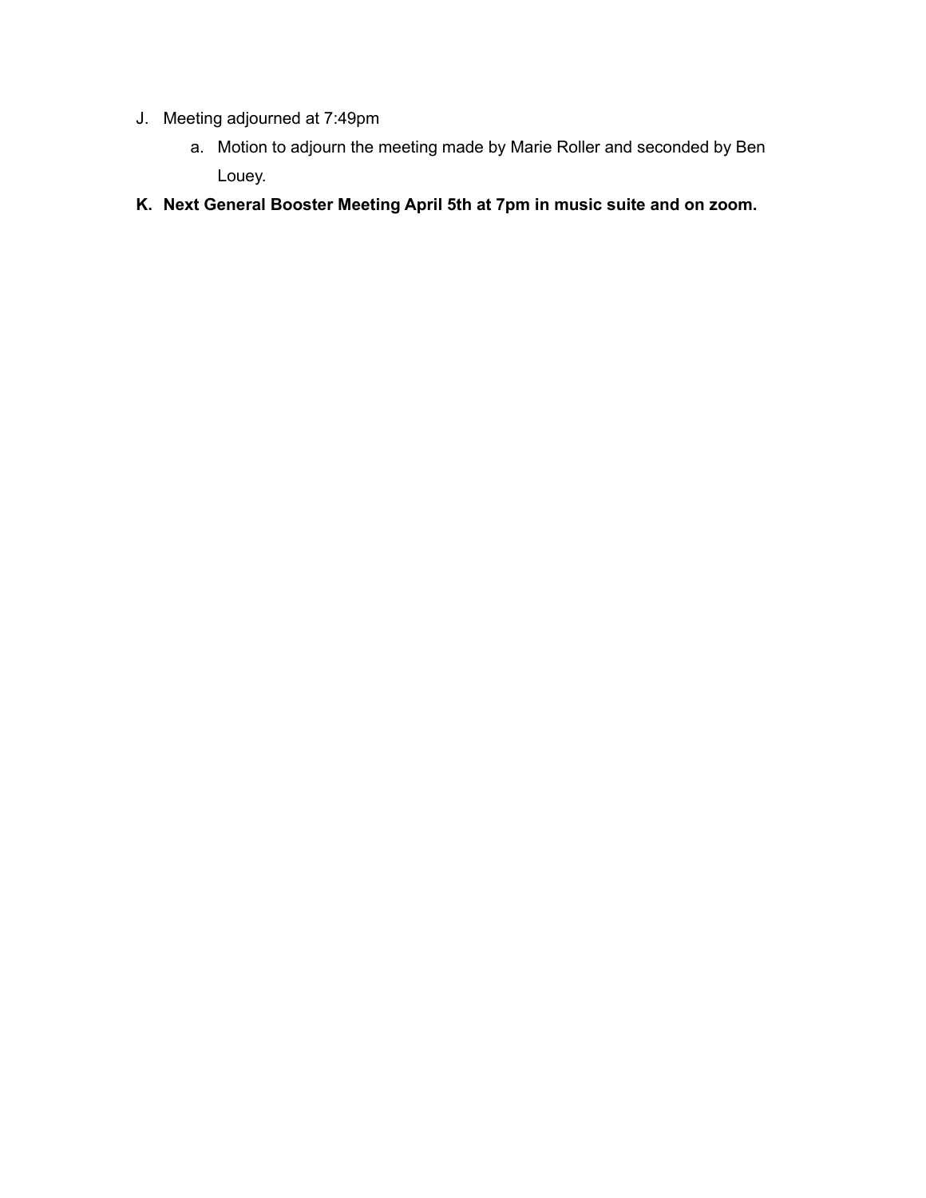J. Meeting adjourned at 7:49pm
    a. Motion to adjourn the meeting made by Marie Roller and seconded by Ben Louey.

**K. Next General Booster Meeting April 5th at 7pm in music suite and on zoom.**